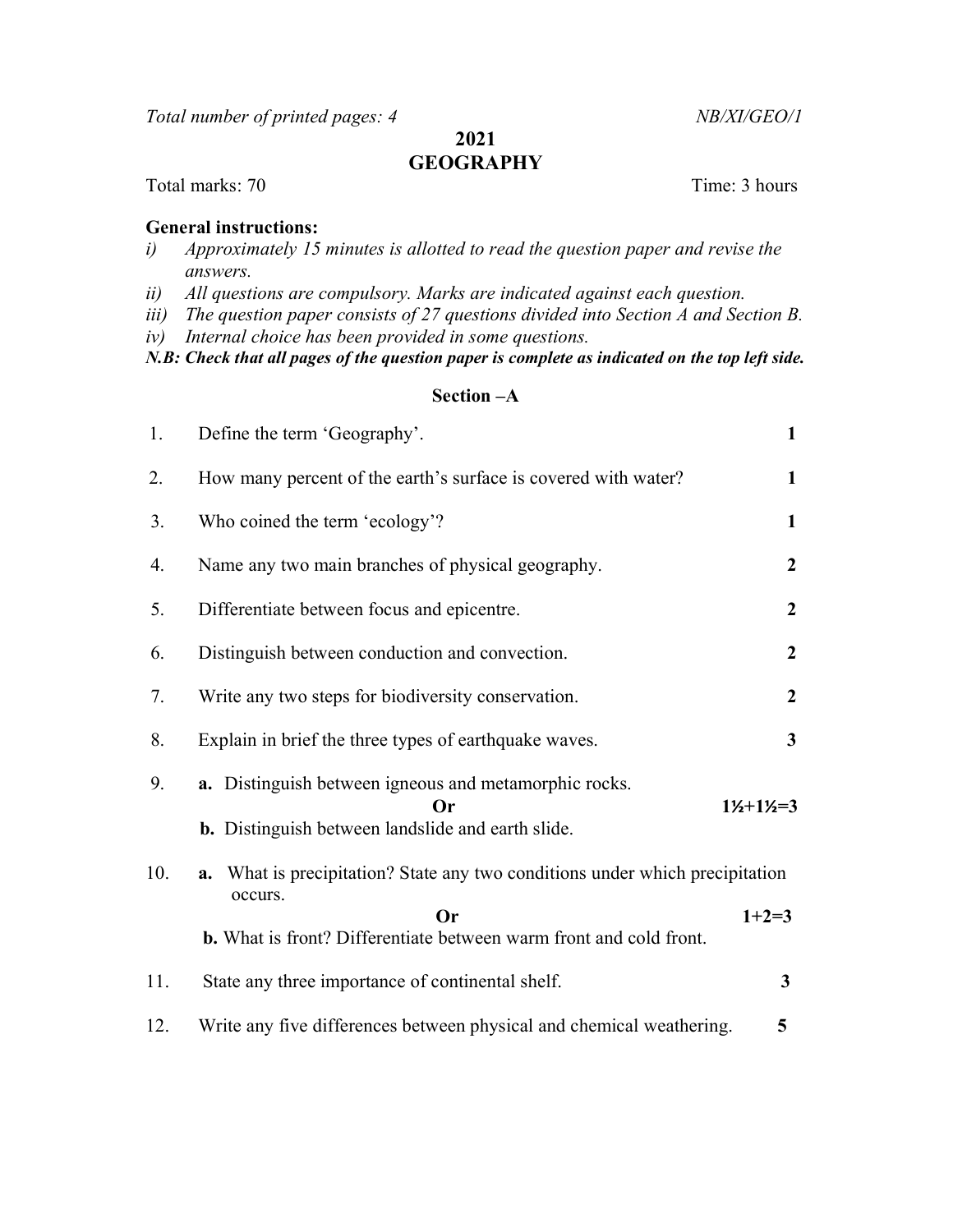*Total number of printed pages: 4* *NB/XI/GEO/1*

# 2021
# GEOGRAPHY

Total marks: 70 Time: 3 hours

**General instructions:**

*i) Approximately 15 minutes is allotted to read the question paper and revise the answers.*

*ii) All questions are compulsory. Marks are indicated against each question.*

*iii) The question paper consists of 27 questions divided into Section A and Section B.*

*iv) Internal choice has been provided in some questions.*

***N.B: Check that all pages of the question paper is complete as indicated on the top left side.***

## Section –A

1. Define the term 'Geography'. **1**

2. How many percent of the earth's surface is covered with water? **1**

3. Who coined the term 'ecology'? **1**

4. Name any two main branches of physical geography. **2**

5. Differentiate between focus and epicentre. **2**

6. Distinguish between conduction and convection. **2**

7. Write any two steps for biodiversity conservation. **2**

8. Explain in brief the three types of earthquake waves. **3**

9. **a.** Distinguish between igneous and metamorphic rocks.

   **Or** **1½+1½=3**

   **b.** Distinguish between landslide and earth slide.

10. **a.** What is precipitation? State any two conditions under which precipitation occurs.

    **Or** **1+2=3**

    **b.** What is front? Differentiate between warm front and cold front.

11. State any three importance of continental shelf. **3**

12. Write any five differences between physical and chemical weathering. **5**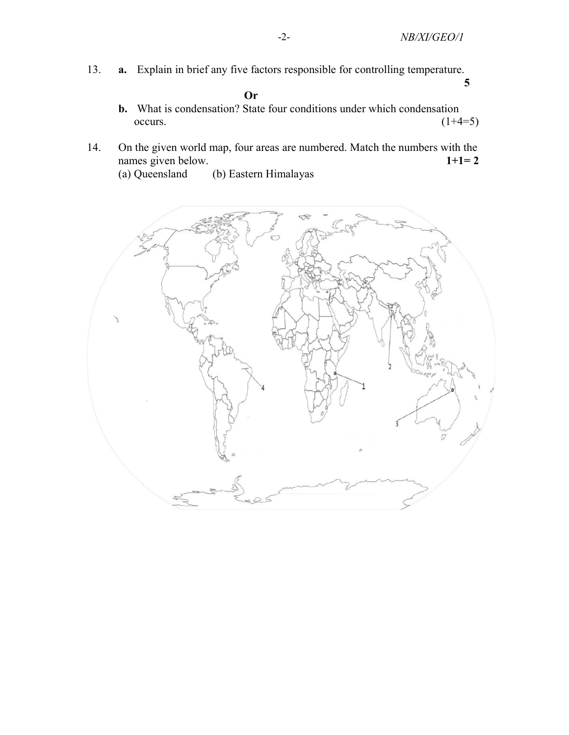13. **a.** Explain in brief any five factors responsible for controlling temperature. **5**

**Or**

**b.** What is condensation? State four conditions under which condensation occurs. (1+4=5)

14. On the given world map, four areas are numbered. Match the numbers with the names given below. **1+1= 2**

(a) Queensland (b) Eastern Himalayas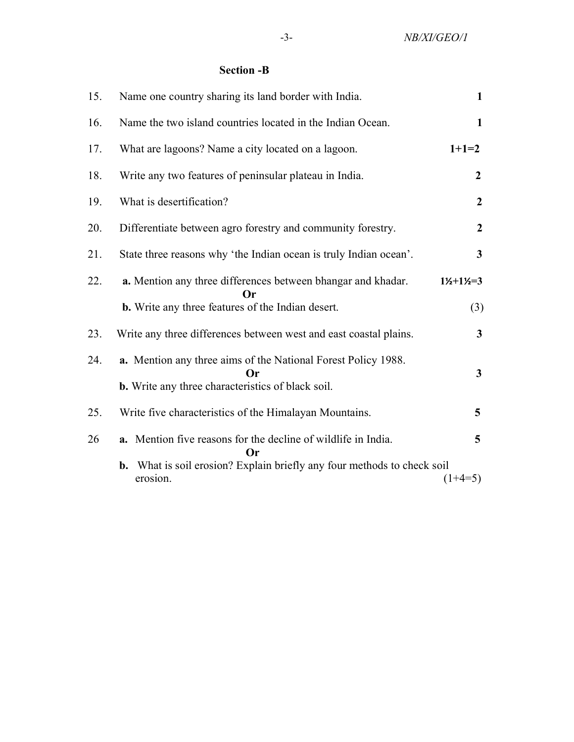## Section -B

15. Name one country sharing its land border with India. **1**

16. Name the two island countries located in the Indian Ocean. **1**

17. What are lagoons? Name a city located on a lagoon. **1+1=2**

18. Write any two features of peninsular plateau in India. **2**

19. What is desertification? **2**

20. Differentiate between agro forestry and community forestry. **2**

21. State three reasons why 'the Indian ocean is truly Indian ocean'. **3**

22. **a.** Mention any three differences between bhangar and khadar. **1½+1½=3**

    **Or**

    **b.** Write any three features of the Indian desert. (3)

23. Write any three differences between west and east coastal plains. **3**

24. **a.** Mention any three aims of the National Forest Policy 1988.

    **Or** **3**

    **b.** Write any three characteristics of black soil.

25. Write five characteristics of the Himalayan Mountains. **5**

26. **a.** Mention five reasons for the decline of wildlife in India. **5**

    **Or**

    **b.** What is soil erosion? Explain briefly any four methods to check soil erosion. (1+4=5)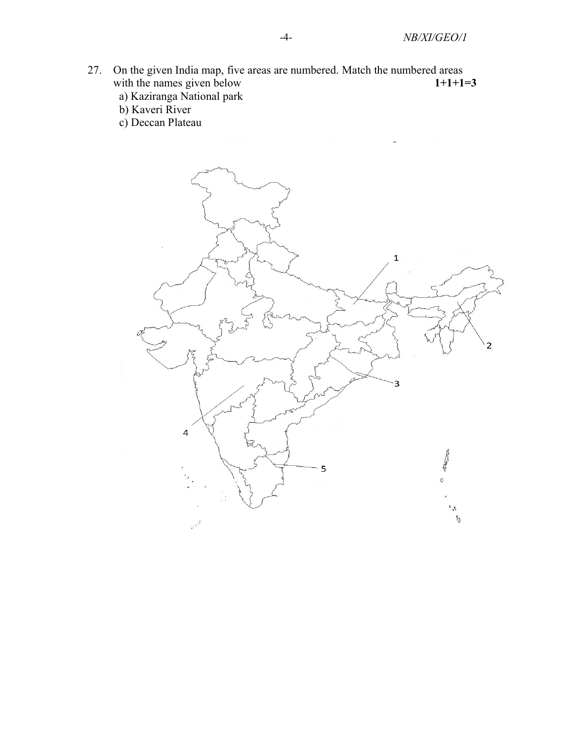27. On the given India map, five areas are numbered. Match the numbered areas with the names given below **1+1+1=3**

 a) Kaziranga National park

 b) Kaveri River

 c) Deccan Plateau

1

2

3

4

5